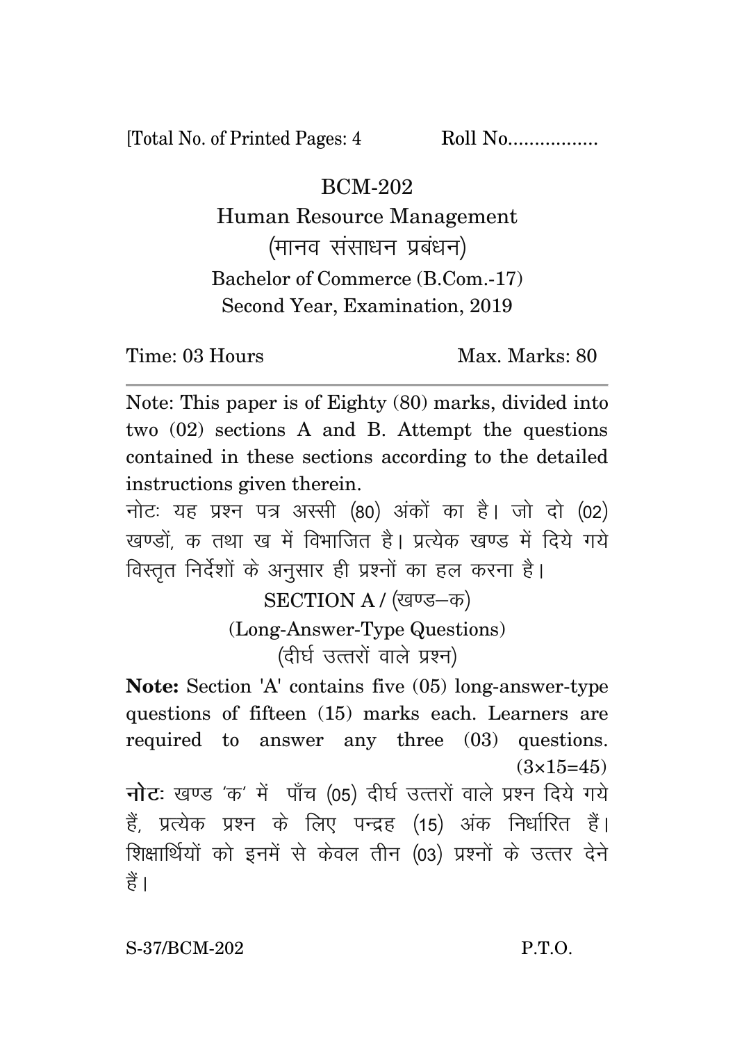[Total No. of Printed Pages: 4 Roll No.................

# BCM-202

## Human Resource Management

## (मानव संसाधन प्रबंधन)

Bachelor of Commerce (B.Com.-17)

Second Year, Examination, 2019

Time: 03 Hours Max. Marks: 80

---

Note: This paper is of Eighty (80) marks, divided into two (02) sections A and B. Attempt the questions contained in these sections according to the detailed instructions given therein.

नोटः यह प्रश्न पत्र अस्सी (80) अंकों का है। जो दो (02) खण्डों, क तथा ख में विभाजित है। प्रत्येक खण्ड में दिये गये विस्तृत निर्देशों के अनुसार ही प्रश्नों का हल करना है।

### SECTION A / (खण्ड–क)

### (Long-Answer-Type Questions)

### (दीर्घ उत्तरों वाले प्रश्न)

**Note:** Section 'A' contains five (05) long-answer-type questions of fifteen (15) marks each. Learners are required to answer any three (03) questions. $(3\times15=45)$

**नोटः** खण्ड 'क' में पाँच (05) दीर्घ उत्तरों वाले प्रश्न दिये गये हैं, प्रत्येक प्रश्न के लिए पन्द्रह (15) अंक निर्धारित हैं। शिक्षार्थियों को इनमें से केवल तीन (03) प्रश्नों के उत्तर देने हैं।

S-37/BCM-202 P.T.O.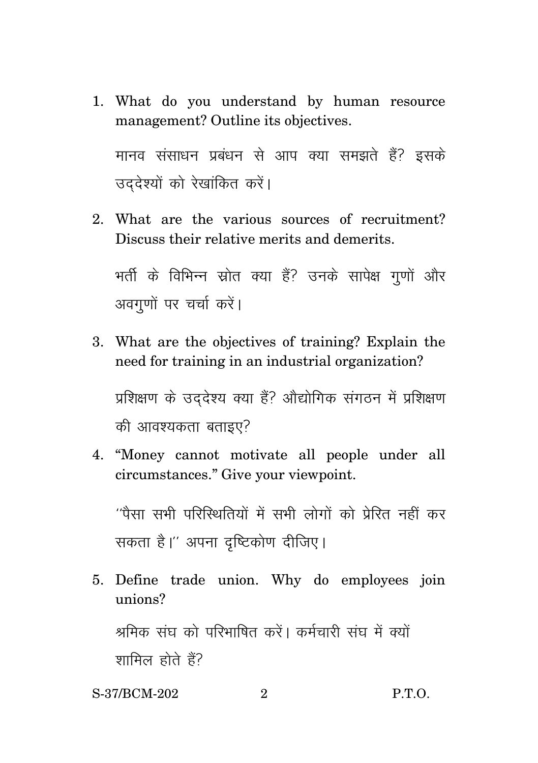1. What do you understand by human resource management? Outline its objectives.

   मानव संसाधन प्रबंधन से आप क्या समझते हैं? इसके उद्देश्यों को रेखांकित करें।

2. What are the various sources of recruitment? Discuss their relative merits and demerits.

   भर्ती के विभिन्न स्रोत क्या हैं? उनके सापेक्ष गुणों और अवगुणों पर चर्चा करें।

3. What are the objectives of training? Explain the need for training in an industrial organization?

   प्रशिक्षण के उद्देश्य क्या हैं? औद्योगिक संगठन में प्रशिक्षण की आवश्यकता बताइए?

4. "Money cannot motivate all people under all circumstances." Give your viewpoint.

   ''पैसा सभी परिस्थितियों में सभी लोगों को प्रेरित नहीं कर सकता है।'' अपना दृष्टिकोण दीजिए।

5. Define trade union. Why do employees join unions?

   श्रमिक संघ को परिभाषित करें। कर्मचारी संघ में क्यों शामिल होते हैं?

S-37/BCM-202 P.T.O.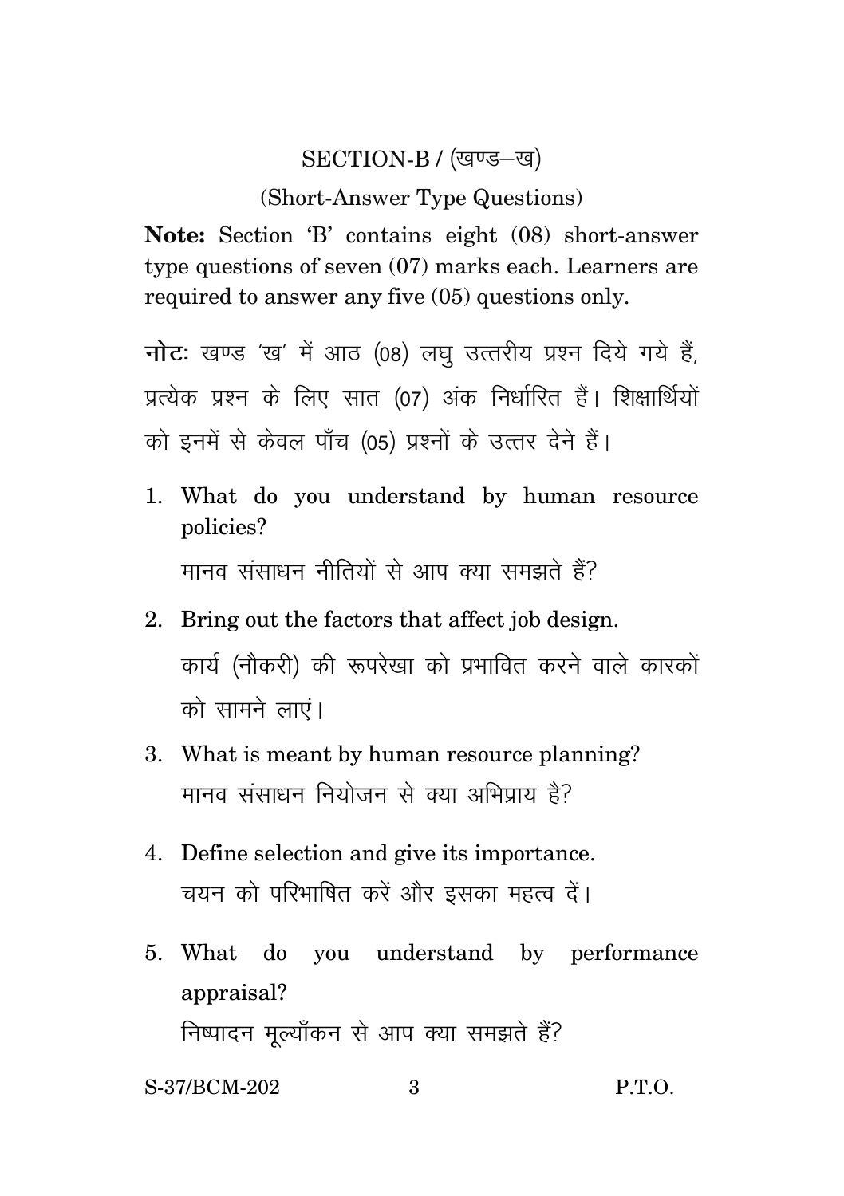## SECTION-B / (खण्ड–ख)

### (Short-Answer Type Questions)

**Note:** Section 'B' contains eight (08) short-answer type questions of seven (07) marks each. Learners are required to answer any five (05) questions only.

**नोटः** खण्ड 'ख' में आठ (08) लघु उत्तरीय प्रश्न दिये गये हैं, प्रत्येक प्रश्न के लिए सात (07) अंक निर्धारित हैं। शिक्षार्थियों को इनमें से केवल पाँच (05) प्रश्नों के उत्तर देने हैं।

1. What do you understand by human resource policies?

   मानव संसाधन नीतियों से आप क्या समझते हैं?

2. Bring out the factors that affect job design.

   कार्य (नौकरी) की रूपरेखा को प्रभावित करने वाले कारकों को सामने लाएं।

3. What is meant by human resource planning?

   मानव संसाधन नियोजन से क्या अभिप्राय है?

4. Define selection and give its importance.

   चयन को परिभाषित करें और इसका महत्व दें।

5. What do you understand by performance appraisal?

   निष्पादन मूल्याँकन से आप क्या समझते हैं?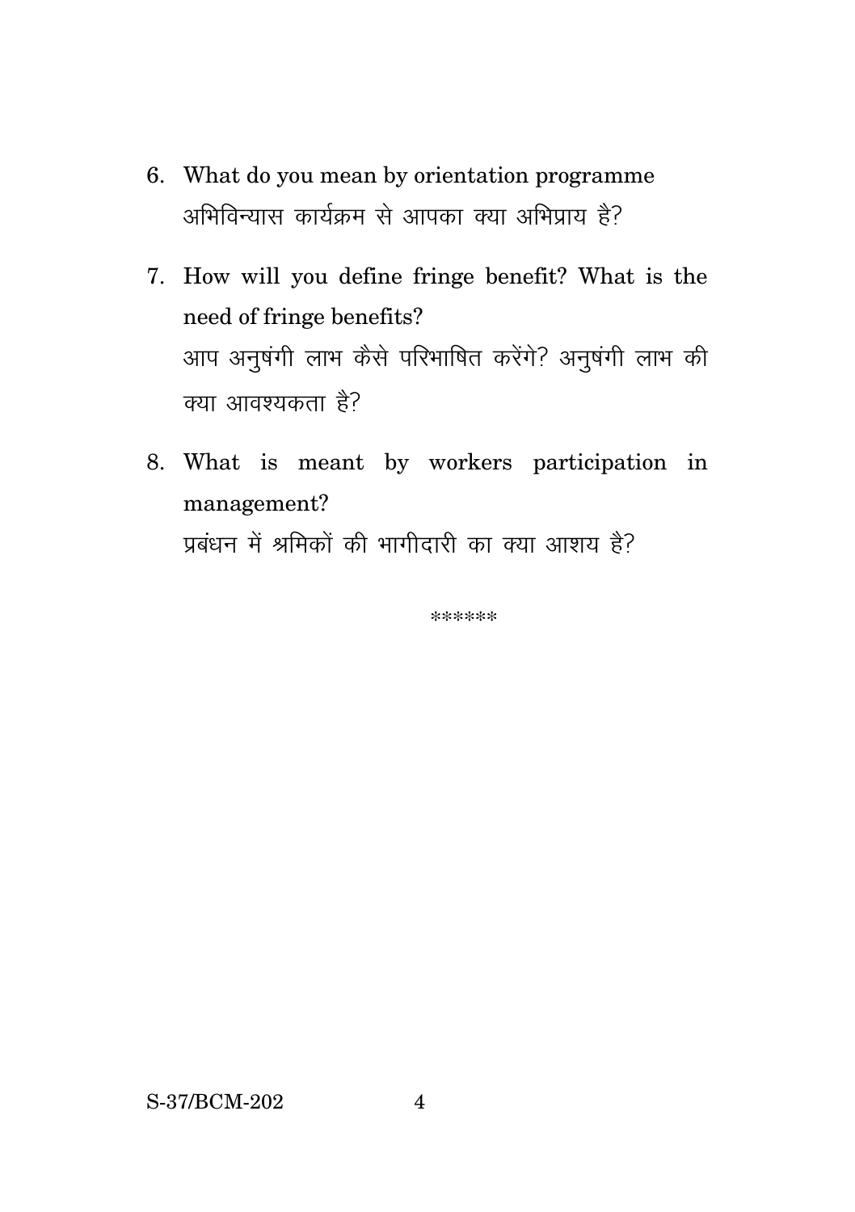6. What do you mean by orientation programme

   अभिविन्यास कार्यक्रम से आपका क्या अभिप्राय है?

7. How will you define fringe benefit? What is the need of fringe benefits?

   आप अनुषंगी लाभ कैसे परिभाषित करेंगे? अनुषंगी लाभ की क्या आवश्यकता है?

8. What is meant by workers participation in management?

   प्रबंधन में श्रमिकों की भागीदारी का क्या आशय है?

******